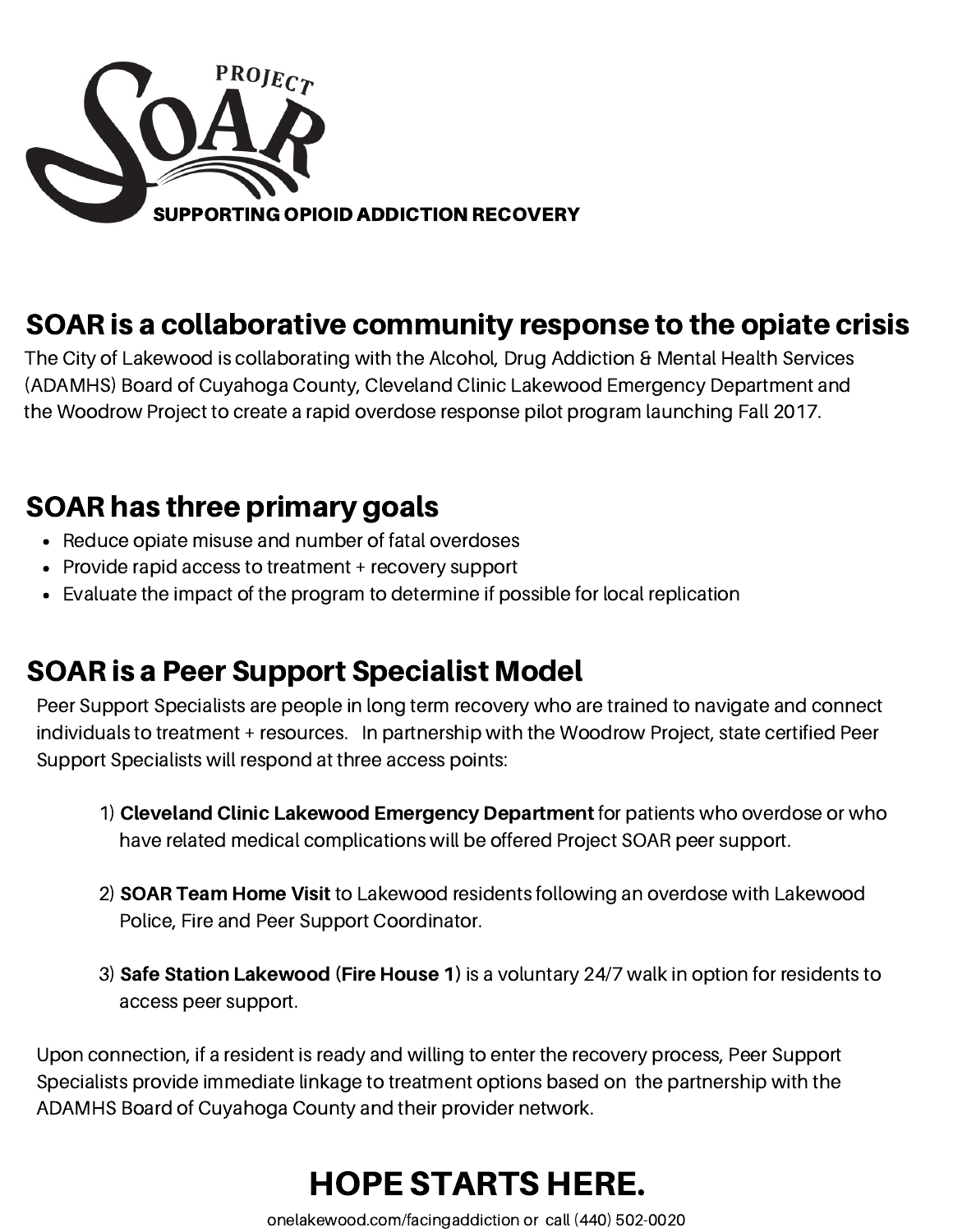# PROJECT SOAR

**SUPPORTING OPIOID ADDICTION RECOVERY**

## SOAR is a collaborative community response to the opiate crisis

The City of Lakewood is collaborating with the Alcohol, Drug Addiction & Mental Health Services (ADAMHS) Board of Cuyahoga County, Cleveland Clinic Lakewood Emergency Department and the Woodrow Project to create a rapid overdose response pilot program launching Fall 2017.

## SOAR has three primary goals

- Reduce opiate misuse and number of fatal overdoses
- Provide rapid access to treatment + recovery support
- Evaluate the impact of the program to determine if possible for local replication

## SOAR is a Peer Support Specialist Model

Peer Support Specialists are people in long term recovery who are trained to navigate and connect individuals to treatment + resources. In partnership with the Woodrow Project, state certified Peer Support Specialists will respond at three access points:

1) **Cleveland Clinic Lakewood Emergency Department** for patients who overdose or who have related medical complications will be offered Project SOAR peer support.

2) **SOAR Team Home Visit** to Lakewood residents following an overdose with Lakewood Police, Fire and Peer Support Coordinator.

3) **Safe Station Lakewood (Fire House 1)** is a voluntary 24/7 walk in option for residents to access peer support.

Upon connection, if a resident is ready and willing to enter the recovery process, Peer Support Specialists provide immediate linkage to treatment options based on the partnership with the ADAMHS Board of Cuyahoga County and their provider network.

# HOPE STARTS HERE.

onelakewood.com/facingaddiction or call (440) 502-0020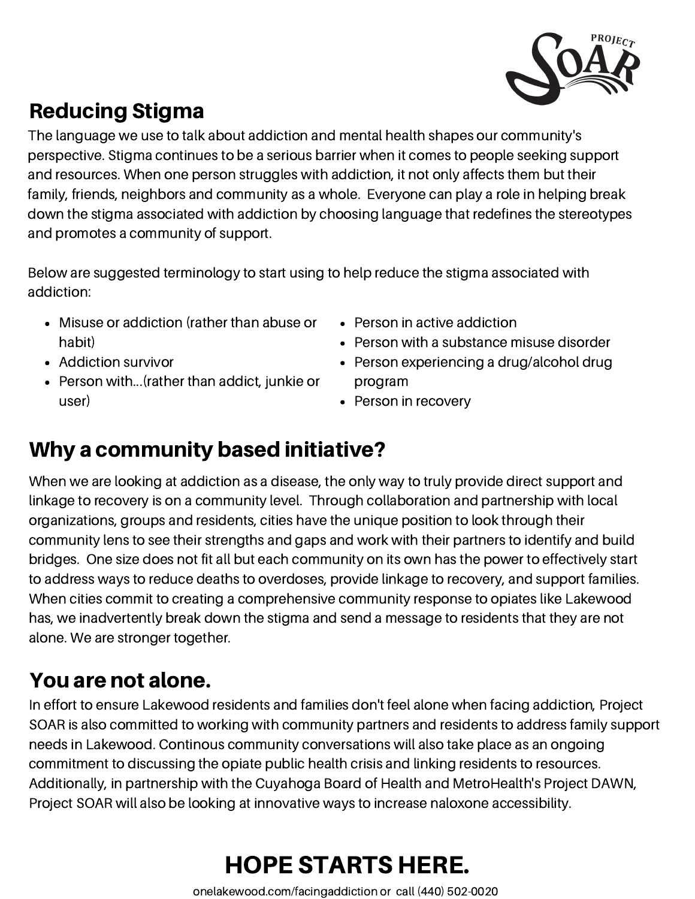## Reducing Stigma

The language we use to talk about addiction and mental health shapes our community's perspective. Stigma continues to be a serious barrier when it comes to people seeking support and resources. When one person struggles with addiction, it not only affects them but their family, friends, neighbors and community as a whole. Everyone can play a role in helping break down the stigma associated with addiction by choosing language that redefines the stereotypes and promotes a community of support.

Below are suggested terminology to start using to help reduce the stigma associated with addiction:

- Misuse or addiction (rather than abuse or habit)
- Addiction survivor
- Person with...(rather than addict, junkie or user)
- Person in active addiction
- Person with a substance misuse disorder
- Person experiencing a drug/alcohol drug program
- Person in recovery

## Why a community based initiative?

When we are looking at addiction as a disease, the only way to truly provide direct support and linkage to recovery is on a community level. Through collaboration and partnership with local organizations, groups and residents, cities have the unique position to look through their community lens to see their strengths and gaps and work with their partners to identify and build bridges. One size does not fit all but each community on its own has the power to effectively start to address ways to reduce deaths to overdoses, provide linkage to recovery, and support families. When cities commit to creating a comprehensive community response to opiates like Lakewood has, we inadvertently break down the stigma and send a message to residents that they are not alone. We are stronger together.

## You are not alone.

In effort to ensure Lakewood residents and families don't feel alone when facing addiction, Project SOAR is also committed to working with community partners and residents to address family support needs in Lakewood. Continous community conversations will also take place as an ongoing commitment to discussing the opiate public health crisis and linking residents to resources. Additionally, in partnership with the Cuyahoga Board of Health and MetroHealth's Project DAWN, Project SOAR will also be looking at innovative ways to increase naloxone accessibility.

# HOPE STARTS HERE.

onelakewood.com/facingaddiction or call (440) 502-0020